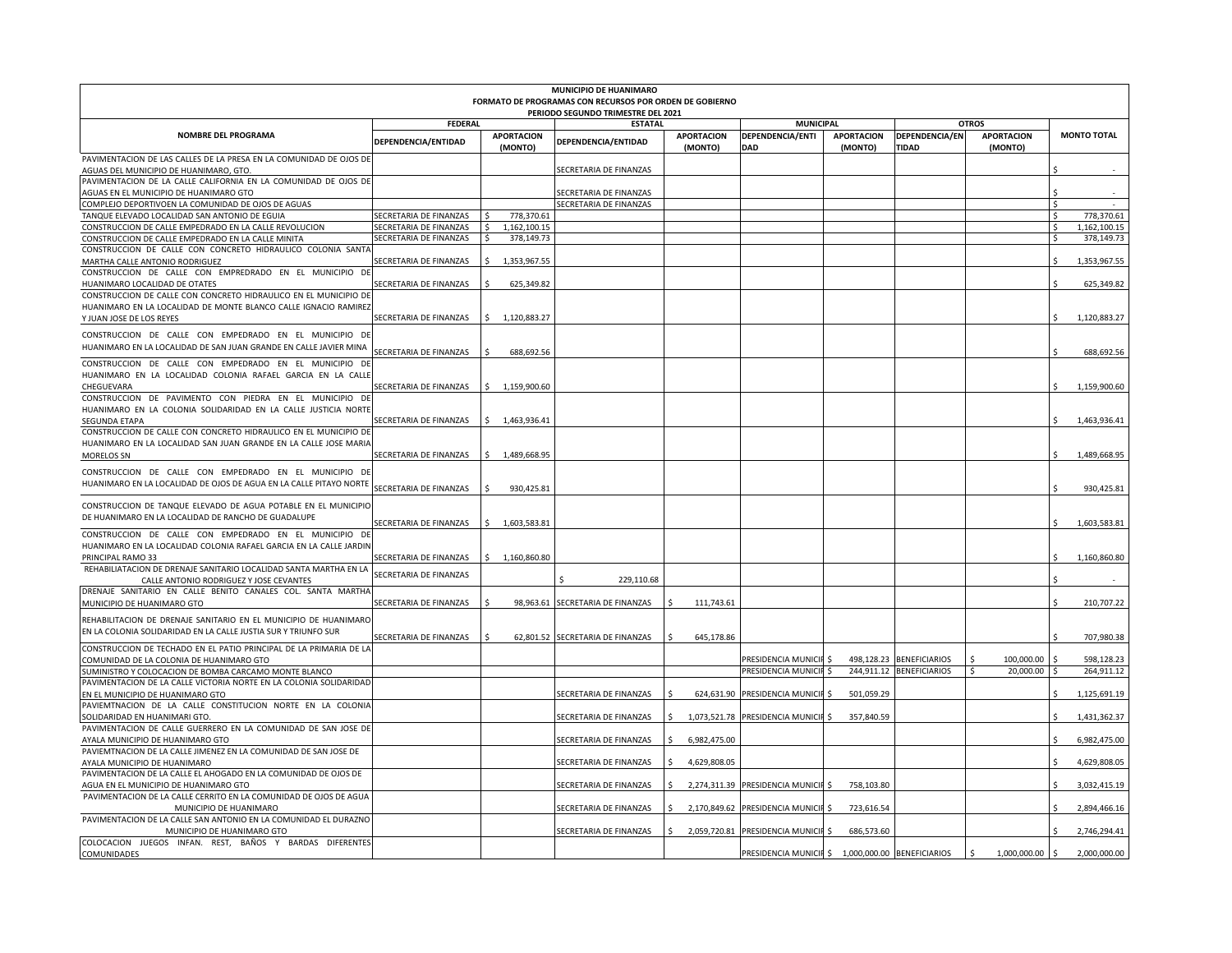**MUNICIPIO DE HUANIMARO**
**FORMATO DE PROGRAMAS CON RECURSOS POR ORDEN DE GOBIERNO**
**PERIODO SEGUNDO TRIMESTRE DEL 2021**

| NOMBRE DEL PROGRAMA | FEDERAL | | ESTATAL | | MUNICIPAL | | OTROS | | MONTO TOTAL |
|---|---|---|---|---|---|---|---|---|---|
| | DEPENDENCIA/ENTIDAD | APORTACION (MONTO) | DEPENDENCIA/ENTIDAD | APORTACION (MONTO) | DEPENDENCIA/ENTIDAD | APORTACION (MONTO) | DEPENDENCIA/ENTIDAD | APORTACION (MONTO) | |
| PAVIMENTACION DE LAS CALLES DE LA PRESA EN LA COMUNIDAD DE OJOS DE AGUAS DEL MUNICIPIO DE HUANIMARO, GTO. | | | SECRETARIA DE FINANZAS | | | | | | $ - |
| PAVIMENTACION DE LA CALLE CALIFORNIA EN LA COMUNIDAD DE OJOS DE AGUAS EN EL MUNICIPIO DE HUANIMARO GTO | | | SECRETARIA DE FINANZAS | | | | | | $ - |
| COMPLEJO DEPORTIVOEN LA COMUNIDAD DE OJOS DE AGUAS | | | SECRETARIA DE FINANZAS | | | | | | $ - |
| TANQUE ELEVADO LOCALIDAD SAN ANTONIO DE EGUIA | SECRETARIA DE FINANZAS | $ 778,370.61 | | | | | | | $ 778,370.61 |
| CONSTRUCCION DE CALLE EMPEDRADO EN LA CALLE REVOLUCION | SECRETARIA DE FINANZAS | $ 1,162,100.15 | | | | | | | $ 1,162,100.15 |
| CONSTRUCCION DE CALLE EMPEDRADO EN LA CALLE MINITA | SECRETARIA DE FINANZAS | $ 378,149.73 | | | | | | | $ 378,149.73 |
| CONSTRUCCION DE CALLE CON CONCRETO HIDRAULICO COLONIA SANTA MARTHA CALLE ANTONIO RODRIGUEZ | SECRETARIA DE FINANZAS | $ 1,353,967.55 | | | | | | | $ 1,353,967.55 |
| CONSTRUCCION DE CALLE CON EMPREDRADO EN EL MUNICIPIO DE HUANIMARO LOCALIDAD DE OTATES | SECRETARIA DE FINANZAS | $ 625,349.82 | | | | | | | $ 625,349.82 |
| CONSTRUCCION DE CALLE CON CONCRETO HIDRAULICO EN EL MUNICIPIO DE HUANIMARO EN LA LOCALIDAD DE MONTE BLANCO CALLE IGNACIO RAMIREZ Y JUAN JOSE DE LOS REYES | SECRETARIA DE FINANZAS | $ 1,120,883.27 | | | | | | | $ 1,120,883.27 |
| CONSTRUCCION DE CALLE CON EMPEDRADO EN EL MUNICIPIO DE HUANIMARO EN LA LOCALIDAD DE SAN JUAN GRANDE EN CALLE JAVIER MINA | SECRETARIA DE FINANZAS | $ 688,692.56 | | | | | | | $ 688,692.56 |
| CONSTRUCCION DE CALLE CON EMPEDRADO EN EL MUNICIPIO DE HUANIMARO EN LA LOCALIDAD COLONIA RAFAEL GARCIA EN LA CALLE CHEGUEVARA | SECRETARIA DE FINANZAS | $ 1,159,900.60 | | | | | | | $ 1,159,900.60 |
| CONSTRUCCION DE PAVIMENTO CON PIEDRA EN EL MUNICIPIO DE HUANIMARO EN LA COLONIA SOLIDARIDAD EN LA CALLE JUSTICIA NORTE SEGUNDA ETAPA | SECRETARIA DE FINANZAS | $ 1,463,936.41 | | | | | | | $ 1,463,936.41 |
| CONSTRUCCION DE CALLE CON CONCRETO HIDRAULICO EN EL MUNICIPIO DE HUANIMARO EN LA LOCALIDAD SAN JUAN GRANDE EN LA CALLE JOSE MARIA MORELOS SN | SECRETARIA DE FINANZAS | $ 1,489,668.95 | | | | | | | $ 1,489,668.95 |
| CONSTRUCCION DE CALLE CON EMPEDRADO EN EL MUNICIPIO DE HUANIMARO EN LA LOCALIDAD DE OJOS DE AGUA EN LA CALLE PITAYO NORTE | SECRETARIA DE FINANZAS | $ 930,425.81 | | | | | | | $ 930,425.81 |
| CONSTRUCCION DE TANQUE ELEVADO DE AGUA POTABLE EN EL MUNICIPIO DE HUANIMARO EN LA LOCALIDAD DE RANCHO DE GUADALUPE | SECRETARIA DE FINANZAS | $ 1,603,583.81 | | | | | | | $ 1,603,583.81 |
| CONSTRUCCION DE CALLE CON EMPEDRADO EN EL MUNICIPIO DE HUANIMARO EN LA LOCALIDAD COLONIA RAFAEL GARCIA EN LA CALLE JARDIN PRINCIPAL RAMO 33 | SECRETARIA DE FINANZAS | $ 1,160,860.80 | | | | | | | $ 1,160,860.80 |
| REHABILIATACION DE DRENAJE SANITARIO LOCALIDAD SANTA MARTHA EN LA CALLE ANTONIO RODRIGUEZ Y JOSE CEVANTES | SECRETARIA DE FINANZAS | | $ 229,110.68 | | | | | | $ - |
| DRENAJE SANITARIO EN CALLE BENITO CANALES COL. SANTA MARTHA MUNICIPIO DE HUANIMARO GTO | SECRETARIA DE FINANZAS | $ 98,963.61 | SECRETARIA DE FINANZAS | $ 111,743.61 | | | | | $ 210,707.22 |
| REHABILITACION DE DRENAJE SANITARIO EN EL MUNICIPIO DE HUANIMARO EN LA COLONIA SOLIDARIDAD EN LA CALLE JUSTIA SUR Y TRIUNFO SUR | SECRETARIA DE FINANZAS | $ 62,801.52 | SECRETARIA DE FINANZAS | $ 645,178.86 | | | | | $ 707,980.38 |
| CONSTRUCCION DE TECHADO EN EL PATIO PRINCIPAL DE LA PRIMARIA DE LA COMUNIDAD DE LA COLONIA DE HUANIMARO GTO | | | | | PRESIDENCIA MUNICIP | $ 498,128.23 | BENEFICIARIOS | $ 100,000.00 | $ 598,128.23 |
| SUMINISTRO Y COLOCACION DE BOMBA CARCAMO MONTE BLANCO | | | | | PRESIDENCIA MUNICIP | $ 244,911.12 | BENEFICIARIOS | $ 20,000.00 | $ 264,911.12 |
| PAVIMENTACION DE LA CALLE VICTORIA NORTE EN LA COLONIA SOLIDARIDAD EN EL MUNICIPIO DE HUANIMARO GTO | | | SECRETARIA DE FINANZAS | $ 624,631.90 | PRESIDENCIA MUNICIP | $ 501,059.29 | | | $ 1,125,691.19 |
| PAVIEMTNACION DE LA CALLE CONSTITUCION NORTE EN LA COLONIA SOLIDARIDAD EN HUANIMARI GTO. | | | SECRETARIA DE FINANZAS | $ 1,073,521.78 | PRESIDENCIA MUNICIP | $ 357,840.59 | | | $ 1,431,362.37 |
| PAVIMENTACION DE CALLE GUERRERO EN LA COMUNIDAD DE SAN JOSE DE AYALA MUNICIPIO DE HUANIMARO GTO | | | SECRETARIA DE FINANZAS | $ 6,982,475.00 | | | | | $ 6,982,475.00 |
| PAVIEMTNACION DE LA CALLE JIMENEZ EN LA COMUNIDAD DE SAN JOSE DE AYALA MUNICIPIO DE HUANIMARO | | | SECRETARIA DE FINANZAS | $ 4,629,808.05 | | | | | $ 4,629,808.05 |
| PAVIMENTACION DE LA CALLE EL AHOGADO EN LA COMUNIDAD DE OJOS DE AGUA EN EL MUNICIPIO DE HUANIMARO GTO | | | SECRETARIA DE FINANZAS | $ 2,274,311.39 | PRESIDENCIA MUNICIP | $ 758,103.80 | | | $ 3,032,415.19 |
| PAVIMENTACION DE LA CALLE CERRITO EN LA COMUNIDAD DE OJOS DE AGUA MUNICIPIO DE HUANIMARO | | | SECRETARIA DE FINANZAS | $ 2,170,849.62 | PRESIDENCIA MUNICIP | $ 723,616.54 | | | $ 2,894,466.16 |
| PAVIMENTACION DE LA CALLE SAN ANTONIO EN LA COMUNIDAD EL DURAZNO MUNICIPIO DE HUANIMARO GTO | | | SECRETARIA DE FINANZAS | $ 2,059,720.81 | PRESIDENCIA MUNICIP | $ 686,573.60 | | | $ 2,746,294.41 |
| COLOCACION JUEGOS INFAN. REST, BAÑOS Y BARDAS DIFERENTES COMUNIDADES | | | | | PRESIDENCIA MUNICIP | $ 1,000,000.00 | BENEFICIARIOS | $ 1,000,000.00 | $ 2,000,000.00 |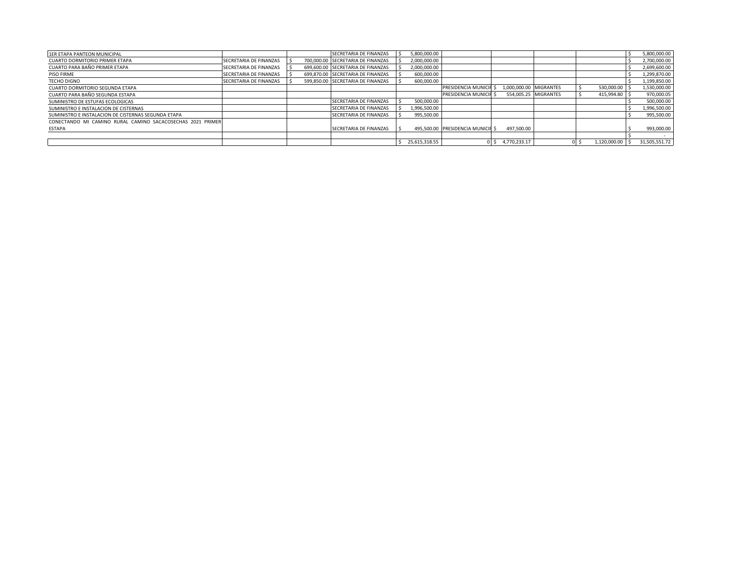| | | | | | | | | | |
|---|---|---|---|---|---|---|---|---|---|
| 1ER ETAPA PANTEON MUNICIPAL | | | SECRETARIA DE FINANZAS | $ 5,800,000.00 | | | | | $ 5,800,000.00 |
| CUARTO DORMITORIO PRIMER ETAPA | SECRETARIA DE FINANZAS | $ 700,000.00 | SECRETARIA DE FINANZAS | $ 2,000,000.00 | | | | | $ 2,700,000.00 |
| CUARTO PARA BAÑO PRIMER ETAPA | SECRETARIA DE FINANZAS | $ 699,600.00 | SECRETARIA DE FINANZAS | $ 2,000,000.00 | | | | | $ 2,699,600.00 |
| PISO FIRME | SECRETARIA DE FINANZAS | $ 699,870.00 | SECRETARIA DE FINANZAS | $ 600,000.00 | | | | | $ 1,299,870.00 |
| TECHO DIGNO | SECRETARIA DE FINANZAS | $ 599,850.00 | SECRETARIA DE FINANZAS | $ 600,000.00 | | | | | $ 1,199,850.00 |
| CUARTO DORMITORIO SEGUNDA ETAPA | | | | | PRESIDENCIA MUNICIP | $ 1,000,000.00 | MIGRANTES | $ 530,000.00 | $ 1,530,000.00 |
| CUARTO PARA BAÑO SEGUNDA ESTAPA | | | | | PRESIDENCIA MUNICIP | $ 554,005.25 | MIGRANTES | $ 415,994.80 | $ 970,000.05 |
| SUMINISTRO DE ESTUFAS ECOLOGICAS | | | SECRETARIA DE FINANZAS | $ 500,000.00 | | | | | $ 500,000.00 |
| SUMINISTRO E INSTALACION DE CISTERNAS | | | SECRETARIA DE FINANZAS | $ 1,996,500.00 | | | | | $ 1,996,500.00 |
| SUMINISTRO E INSTALACION DE CISTERNAS SEGUNDA ETAPA | | | SECRETARIA DE FINANZAS | $ 995,500.00 | | | | | $ 995,500.00 |
| CONECTANDO MI CAMINO RURAL CAMINO SACACOSECHAS 2021 PRIMER ESTAPA | | | SECRETARIA DE FINANZAS | $ 495,500.00 | PRESIDENCIA MUNICIP | $ 497,500.00 | | | $ 993,000.00 |
| | | | | | | | | | $ - |
| | | | | $ 25,615,318.55 | 0 | $ 4,770,233.17 | 0 | $ 1,120,000.00 | $ 31,505,551.72 |